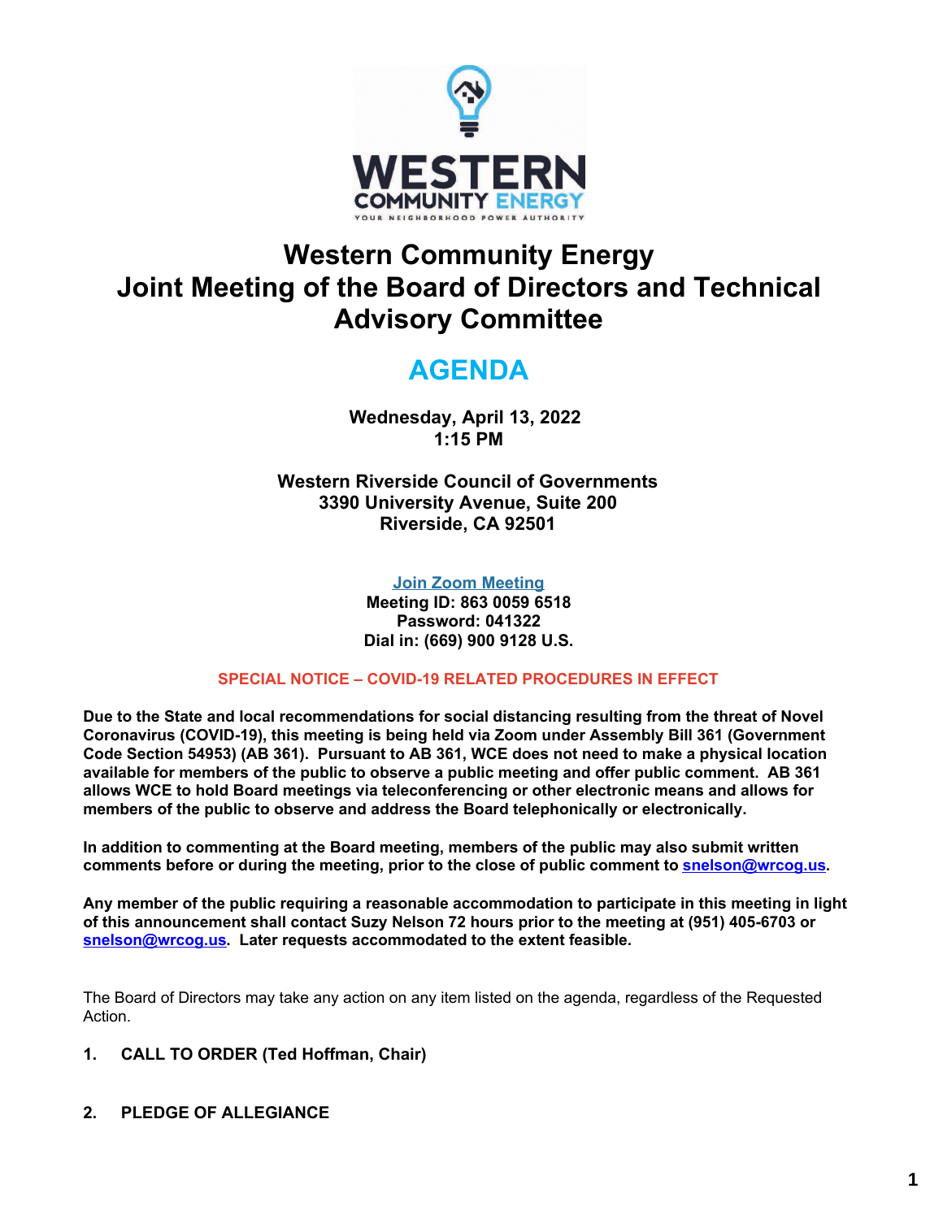# Western Community Energy
# Joint Meeting of the Board of Directors and Technical Advisory Committee

## AGENDA

**Wednesday, April 13, 2022**
**1:15 PM**

**Western Riverside Council of Governments**
**3390 University Avenue, Suite 200**
**Riverside, CA 92501**

**Join Zoom Meeting**
**Meeting ID: 863 0059 6518**
**Password: 041322**
**Dial in: (669) 900 9128 U.S.**

**SPECIAL NOTICE – COVID-19 RELATED PROCEDURES IN EFFECT**

**Due to the State and local recommendations for social distancing resulting from the threat of Novel Coronavirus (COVID-19), this meeting is being held via Zoom under Assembly Bill 361 (Government Code Section 54953) (AB 361). Pursuant to AB 361, WCE does not need to make a physical location available for members of the public to observe a public meeting and offer public comment. AB 361 allows WCE to hold Board meetings via teleconferencing or other electronic means and allows for members of the public to observe and address the Board telephonically or electronically.**

**In addition to commenting at the Board meeting, members of the public may also submit written comments before or during the meeting, prior to the close of public comment to snelson@wrcog.us.**

**Any member of the public requiring a reasonable accommodation to participate in this meeting in light of this announcement shall contact Suzy Nelson 72 hours prior to the meeting at (951) 405-6703 or snelson@wrcog.us. Later requests accommodated to the extent feasible.**

The Board of Directors may take any action on any item listed on the agenda, regardless of the Requested Action.

**1. CALL TO ORDER (Ted Hoffman, Chair)**

**2. PLEDGE OF ALLEGIANCE**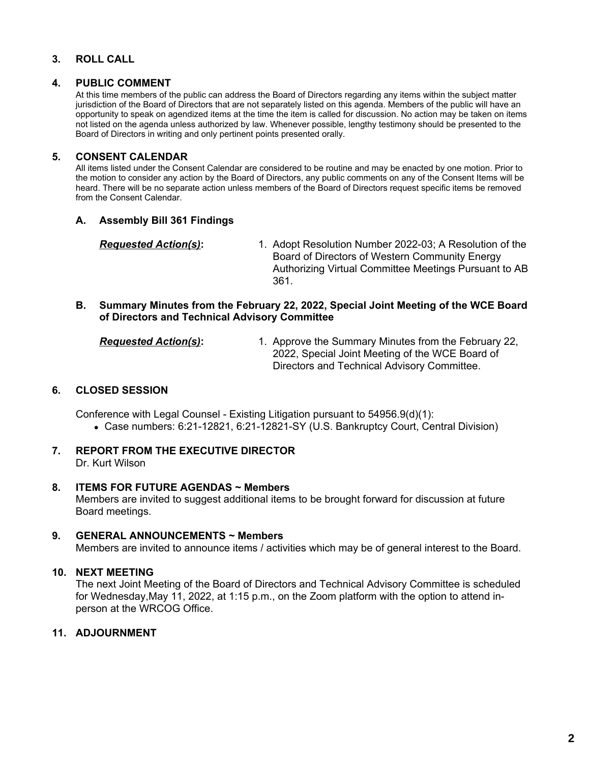## 3. ROLL CALL

## 4. PUBLIC COMMENT

At this time members of the public can address the Board of Directors regarding any items within the subject matter jurisdiction of the Board of Directors that are not separately listed on this agenda. Members of the public will have an opportunity to speak on agendized items at the time the item is called for discussion. No action may be taken on items not listed on the agenda unless authorized by law. Whenever possible, lengthy testimony should be presented to the Board of Directors in writing and only pertinent points presented orally.

## 5. CONSENT CALENDAR

All items listed under the Consent Calendar are considered to be routine and may be enacted by one motion. Prior to the motion to consider any action by the Board of Directors, any public comments on any of the Consent Items will be heard. There will be no separate action unless members of the Board of Directors request specific items be removed from the Consent Calendar.

### A. Assembly Bill 361 Findings

***Requested Action(s)*:**

1. Adopt Resolution Number 2022-03; A Resolution of the Board of Directors of Western Community Energy Authorizing Virtual Committee Meetings Pursuant to AB 361.

### B. Summary Minutes from the February 22, 2022, Special Joint Meeting of the WCE Board of Directors and Technical Advisory Committee

***Requested Action(s)*:**

1. Approve the Summary Minutes from the February 22, 2022, Special Joint Meeting of the WCE Board of Directors and Technical Advisory Committee.

## 6. CLOSED SESSION

Conference with Legal Counsel - Existing Litigation pursuant to 54956.9(d)(1):

- Case numbers: 6:21-12821, 6:21-12821-SY (U.S. Bankruptcy Court, Central Division)

## 7. REPORT FROM THE EXECUTIVE DIRECTOR

Dr. Kurt Wilson

## 8. ITEMS FOR FUTURE AGENDAS ~ Members

Members are invited to suggest additional items to be brought forward for discussion at future Board meetings.

## 9. GENERAL ANNOUNCEMENTS ~ Members

Members are invited to announce items / activities which may be of general interest to the Board.

## 10. NEXT MEETING

The next Joint Meeting of the Board of Directors and Technical Advisory Committee is scheduled for Wednesday,May 11, 2022, at 1:15 p.m., on the Zoom platform with the option to attend in-person at the WRCOG Office.

## 11. ADJOURNMENT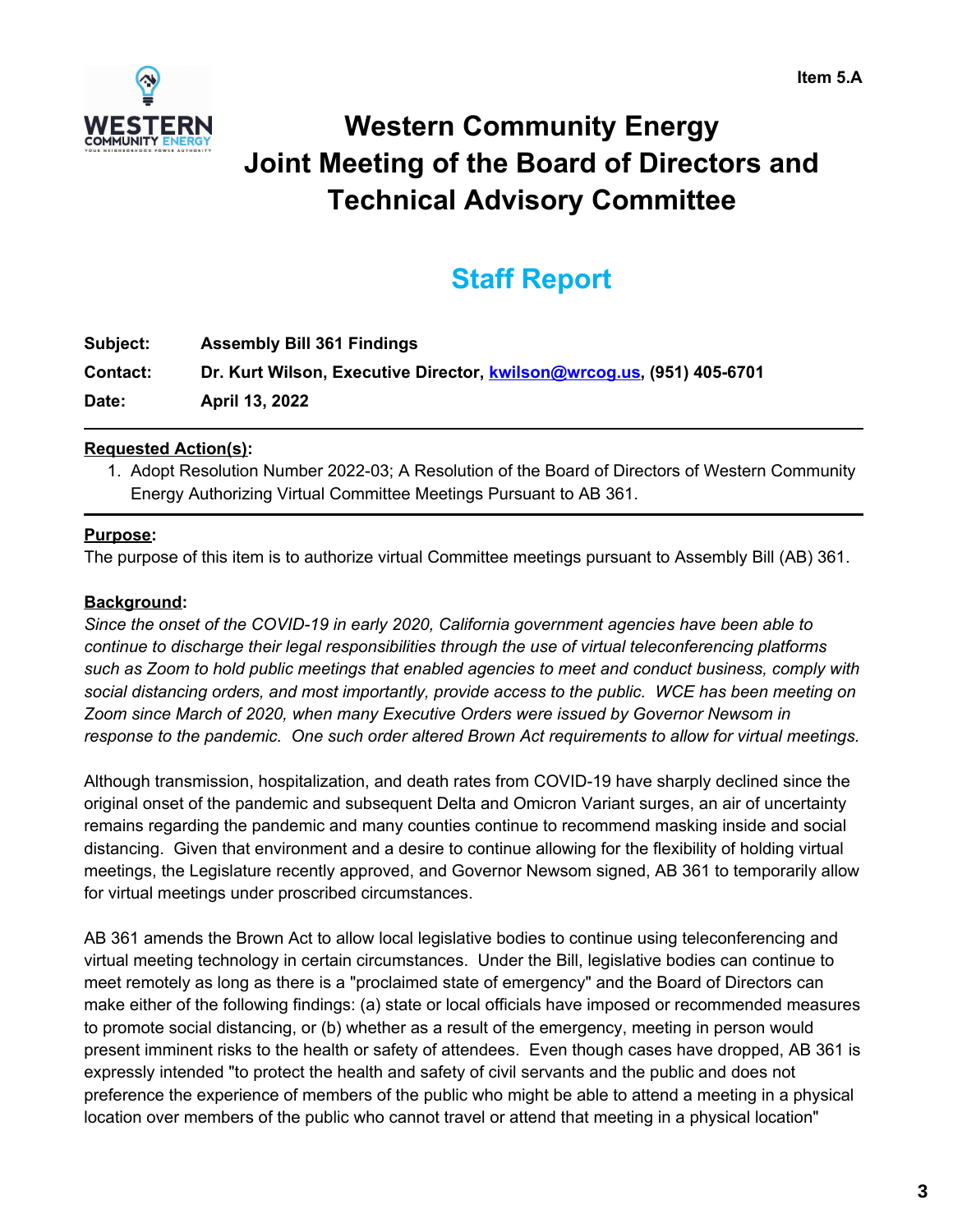Item 5.A

# Western Community Energy
# Joint Meeting of the Board of Directors and Technical Advisory Committee

## Staff Report

**Subject:** **Assembly Bill 361 Findings**

**Contact:** **Dr. Kurt Wilson, Executive Director, kwilson@wrcog.us, (951) 405-6701**

**Date:** **April 13, 2022**

---

**Requested Action(s):**

1. Adopt Resolution Number 2022-03; A Resolution of the Board of Directors of Western Community Energy Authorizing Virtual Committee Meetings Pursuant to AB 361.

---

**Purpose:**

The purpose of this item is to authorize virtual Committee meetings pursuant to Assembly Bill (AB) 361.

**Background:**

*Since the onset of the COVID-19 in early 2020, California government agencies have been able to continue to discharge their legal responsibilities through the use of virtual teleconferencing platforms such as Zoom to hold public meetings that enabled agencies to meet and conduct business, comply with social distancing orders, and most importantly, provide access to the public. WCE has been meeting on Zoom since March of 2020, when many Executive Orders were issued by Governor Newsom in response to the pandemic. One such order altered Brown Act requirements to allow for virtual meetings.*

Although transmission, hospitalization, and death rates from COVID-19 have sharply declined since the original onset of the pandemic and subsequent Delta and Omicron Variant surges, an air of uncertainty remains regarding the pandemic and many counties continue to recommend masking inside and social distancing. Given that environment and a desire to continue allowing for the flexibility of holding virtual meetings, the Legislature recently approved, and Governor Newsom signed, AB 361 to temporarily allow for virtual meetings under proscribed circumstances.

AB 361 amends the Brown Act to allow local legislative bodies to continue using teleconferencing and virtual meeting technology in certain circumstances. Under the Bill, legislative bodies can continue to meet remotely as long as there is a "proclaimed state of emergency" and the Board of Directors can make either of the following findings: (a) state or local officials have imposed or recommended measures to promote social distancing, or (b) whether as a result of the emergency, meeting in person would present imminent risks to the health or safety of attendees. Even though cases have dropped, AB 361 is expressly intended "to protect the health and safety of civil servants and the public and does not preference the experience of members of the public who might be able to attend a meeting in a physical location over members of the public who cannot travel or attend that meeting in a physical location"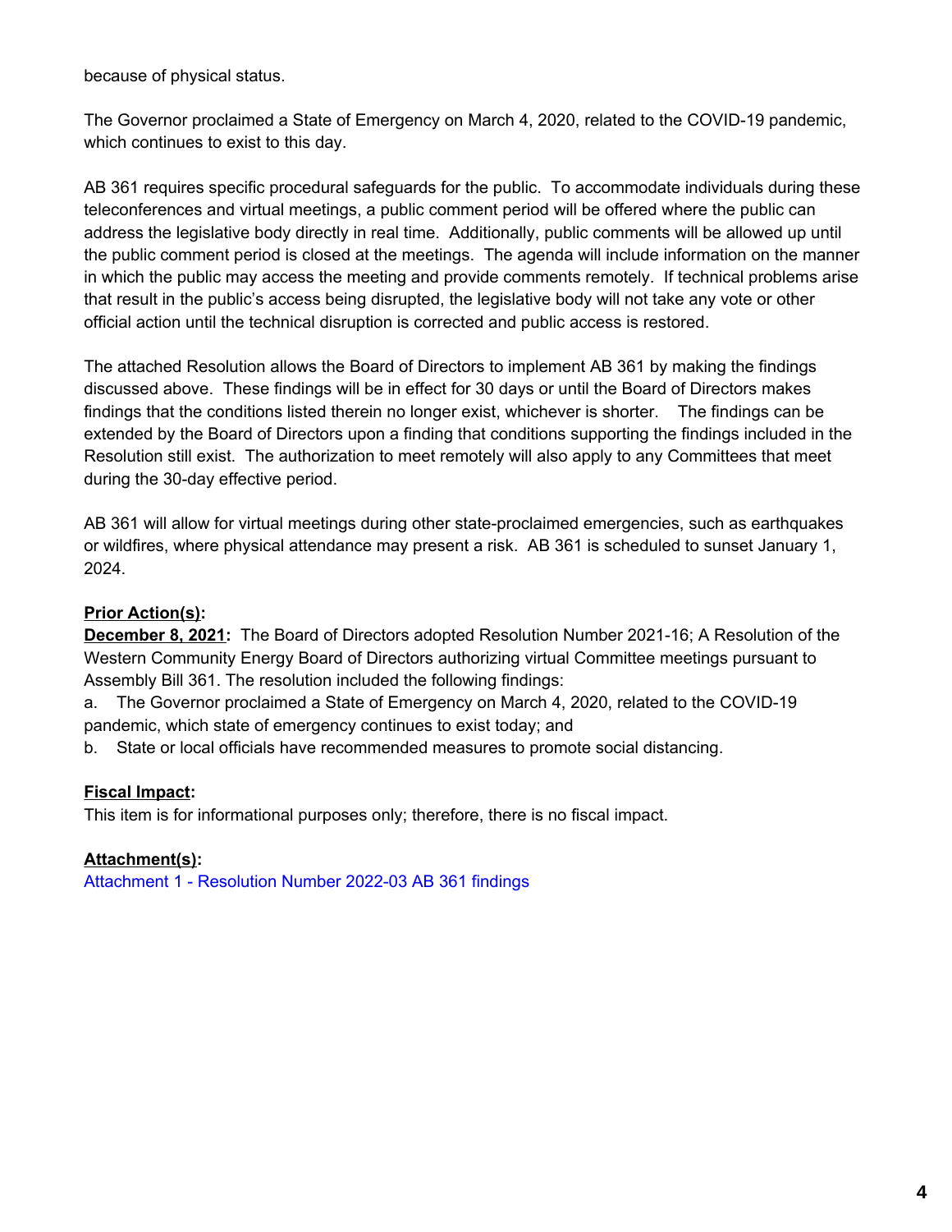because of physical status.

The Governor proclaimed a State of Emergency on March 4, 2020, related to the COVID-19 pandemic, which continues to exist to this day.

AB 361 requires specific procedural safeguards for the public. To accommodate individuals during these teleconferences and virtual meetings, a public comment period will be offered where the public can address the legislative body directly in real time. Additionally, public comments will be allowed up until the public comment period is closed at the meetings. The agenda will include information on the manner in which the public may access the meeting and provide comments remotely. If technical problems arise that result in the public's access being disrupted, the legislative body will not take any vote or other official action until the technical disruption is corrected and public access is restored.

The attached Resolution allows the Board of Directors to implement AB 361 by making the findings discussed above. These findings will be in effect for 30 days or until the Board of Directors makes findings that the conditions listed therein no longer exist, whichever is shorter. The findings can be extended by the Board of Directors upon a finding that conditions supporting the findings included in the Resolution still exist. The authorization to meet remotely will also apply to any Committees that meet during the 30-day effective period.

AB 361 will allow for virtual meetings during other state-proclaimed emergencies, such as earthquakes or wildfires, where physical attendance may present a risk. AB 361 is scheduled to sunset January 1, 2024.

**Prior Action(s):**

**December 8, 2021:** The Board of Directors adopted Resolution Number 2021-16; A Resolution of the Western Community Energy Board of Directors authorizing virtual Committee meetings pursuant to Assembly Bill 361. The resolution included the following findings:

a. The Governor proclaimed a State of Emergency on March 4, 2020, related to the COVID-19 pandemic, which state of emergency continues to exist today; and

b. State or local officials have recommended measures to promote social distancing.

**Fiscal Impact:**

This item is for informational purposes only; therefore, there is no fiscal impact.

**Attachment(s):**

Attachment 1 - Resolution Number 2022-03 AB 361 findings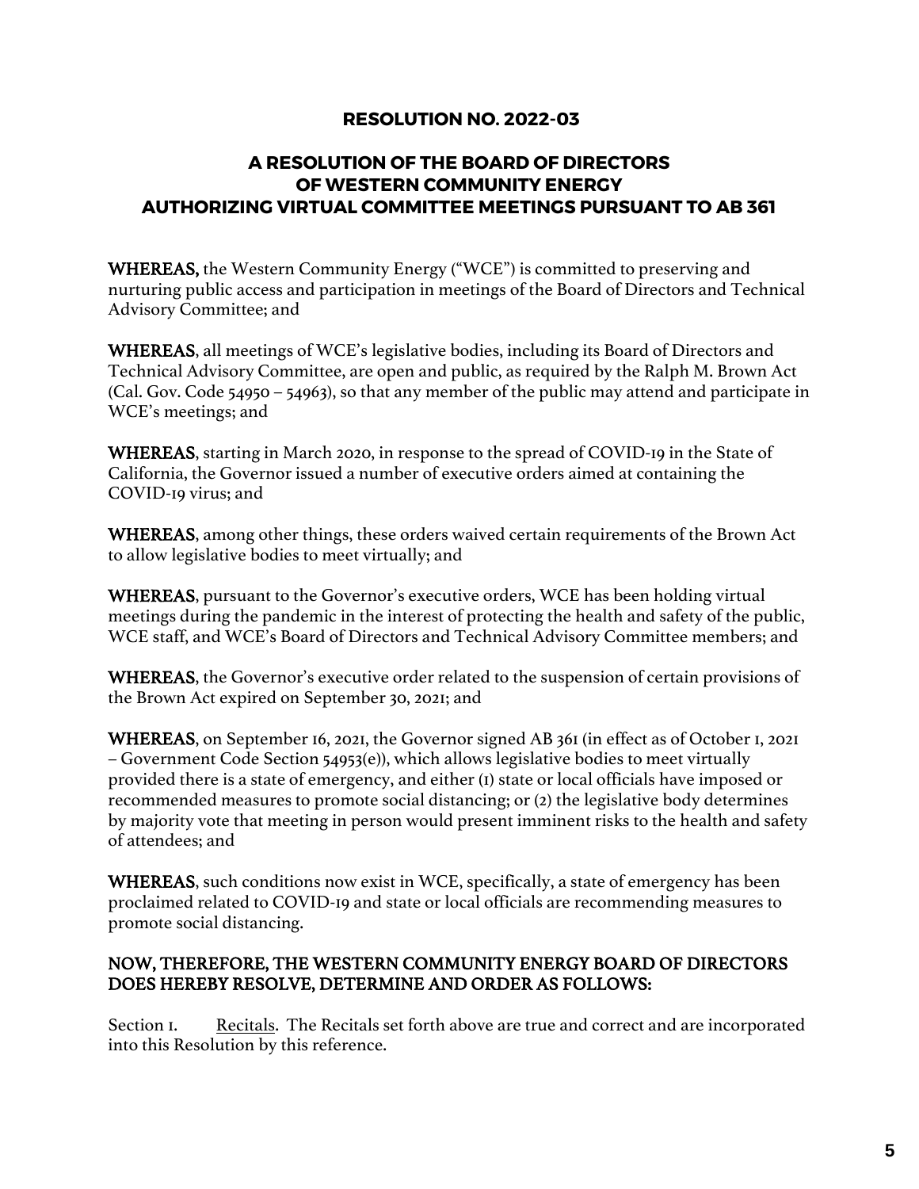## RESOLUTION NO. 2022-03

## A RESOLUTION OF THE BOARD OF DIRECTORS OF WESTERN COMMUNITY ENERGY AUTHORIZING VIRTUAL COMMITTEE MEETINGS PURSUANT TO AB 361

**WHEREAS,** the Western Community Energy ("WCE") is committed to preserving and nurturing public access and participation in meetings of the Board of Directors and Technical Advisory Committee; and

**WHEREAS**, all meetings of WCE's legislative bodies, including its Board of Directors and Technical Advisory Committee, are open and public, as required by the Ralph M. Brown Act (Cal. Gov. Code 54950 – 54963), so that any member of the public may attend and participate in WCE's meetings; and

**WHEREAS**, starting in March 2020, in response to the spread of COVID-19 in the State of California, the Governor issued a number of executive orders aimed at containing the COVID-19 virus; and

**WHEREAS**, among other things, these orders waived certain requirements of the Brown Act to allow legislative bodies to meet virtually; and

**WHEREAS**, pursuant to the Governor's executive orders, WCE has been holding virtual meetings during the pandemic in the interest of protecting the health and safety of the public, WCE staff, and WCE's Board of Directors and Technical Advisory Committee members; and

**WHEREAS**, the Governor's executive order related to the suspension of certain provisions of the Brown Act expired on September 30, 2021; and

**WHEREAS**, on September 16, 2021, the Governor signed AB 361 (in effect as of October 1, 2021 – Government Code Section 54953(e)), which allows legislative bodies to meet virtually provided there is a state of emergency, and either (1) state or local officials have imposed or recommended measures to promote social distancing; or (2) the legislative body determines by majority vote that meeting in person would present imminent risks to the health and safety of attendees; and

**WHEREAS**, such conditions now exist in WCE, specifically, a state of emergency has been proclaimed related to COVID-19 and state or local officials are recommending measures to promote social distancing.

**NOW, THEREFORE, THE WESTERN COMMUNITY ENERGY BOARD OF DIRECTORS DOES HEREBY RESOLVE, DETERMINE AND ORDER AS FOLLOWS:**

Section 1. Recitals. The Recitals set forth above are true and correct and are incorporated into this Resolution by this reference.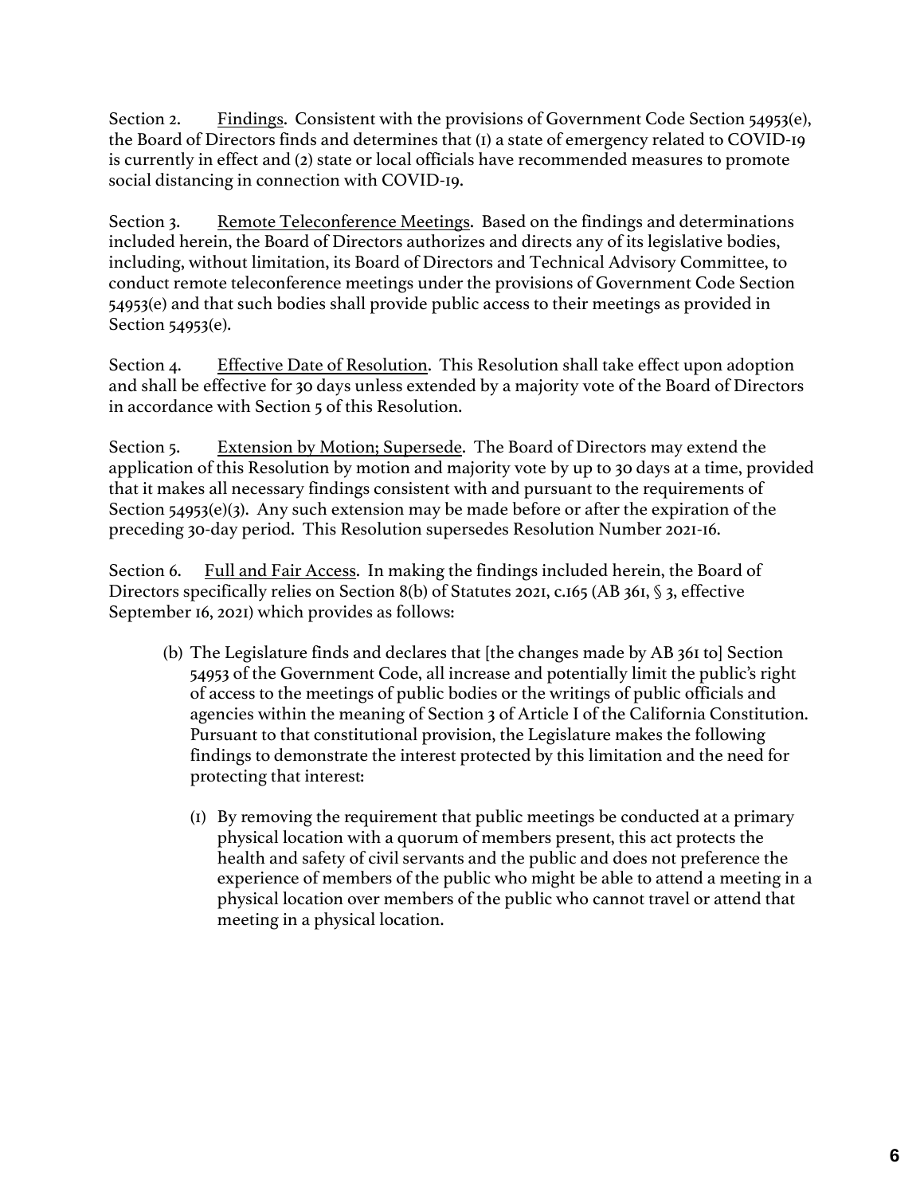Section 2. Findings. Consistent with the provisions of Government Code Section 54953(e), the Board of Directors finds and determines that (1) a state of emergency related to COVID-19 is currently in effect and (2) state or local officials have recommended measures to promote social distancing in connection with COVID-19.

Section 3. Remote Teleconference Meetings. Based on the findings and determinations included herein, the Board of Directors authorizes and directs any of its legislative bodies, including, without limitation, its Board of Directors and Technical Advisory Committee, to conduct remote teleconference meetings under the provisions of Government Code Section 54953(e) and that such bodies shall provide public access to their meetings as provided in Section 54953(e).

Section 4. Effective Date of Resolution. This Resolution shall take effect upon adoption and shall be effective for 30 days unless extended by a majority vote of the Board of Directors in accordance with Section 5 of this Resolution.

Section 5. Extension by Motion; Supersede. The Board of Directors may extend the application of this Resolution by motion and majority vote by up to 30 days at a time, provided that it makes all necessary findings consistent with and pursuant to the requirements of Section 54953(e)(3). Any such extension may be made before or after the expiration of the preceding 30-day period. This Resolution supersedes Resolution Number 2021-16.

Section 6. Full and Fair Access. In making the findings included herein, the Board of Directors specifically relies on Section 8(b) of Statutes 2021, c.165 (AB 361, § 3, effective September 16, 2021) which provides as follows:

> (b) The Legislature finds and declares that [the changes made by AB 361 to] Section 54953 of the Government Code, all increase and potentially limit the public's right of access to the meetings of public bodies or the writings of public officials and agencies within the meaning of Section 3 of Article I of the California Constitution. Pursuant to that constitutional provision, the Legislature makes the following findings to demonstrate the interest protected by this limitation and the need for protecting that interest:
>
> (1) By removing the requirement that public meetings be conducted at a primary physical location with a quorum of members present, this act protects the health and safety of civil servants and the public and does not preference the experience of members of the public who might be able to attend a meeting in a physical location over members of the public who cannot travel or attend that meeting in a physical location.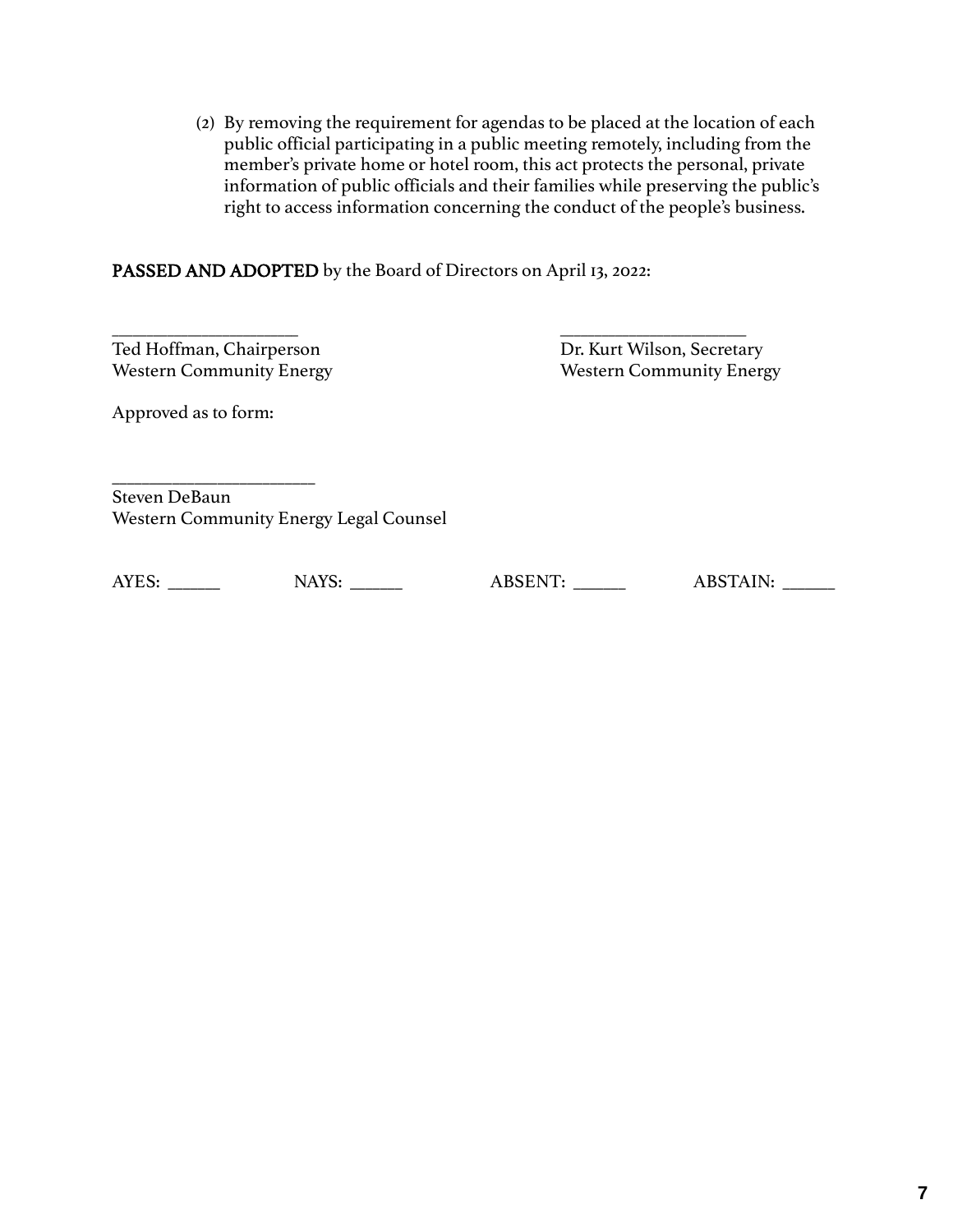(2) By removing the requirement for agendas to be placed at the location of each public official participating in a public meeting remotely, including from the member's private home or hotel room, this act protects the personal, private information of public officials and their families while preserving the public's right to access information concerning the conduct of the people's business.

**PASSED AND ADOPTED** by the Board of Directors on April 13, 2022:

_____________________
Ted Hoffman, Chairperson
Western Community Energy

_____________________
Dr. Kurt Wilson, Secretary
Western Community Energy

Approved as to form:

______________________
Steven DeBaun
Western Community Energy Legal Counsel

AYES: _____ NAYS: _____ ABSENT: _____ ABSTAIN: _____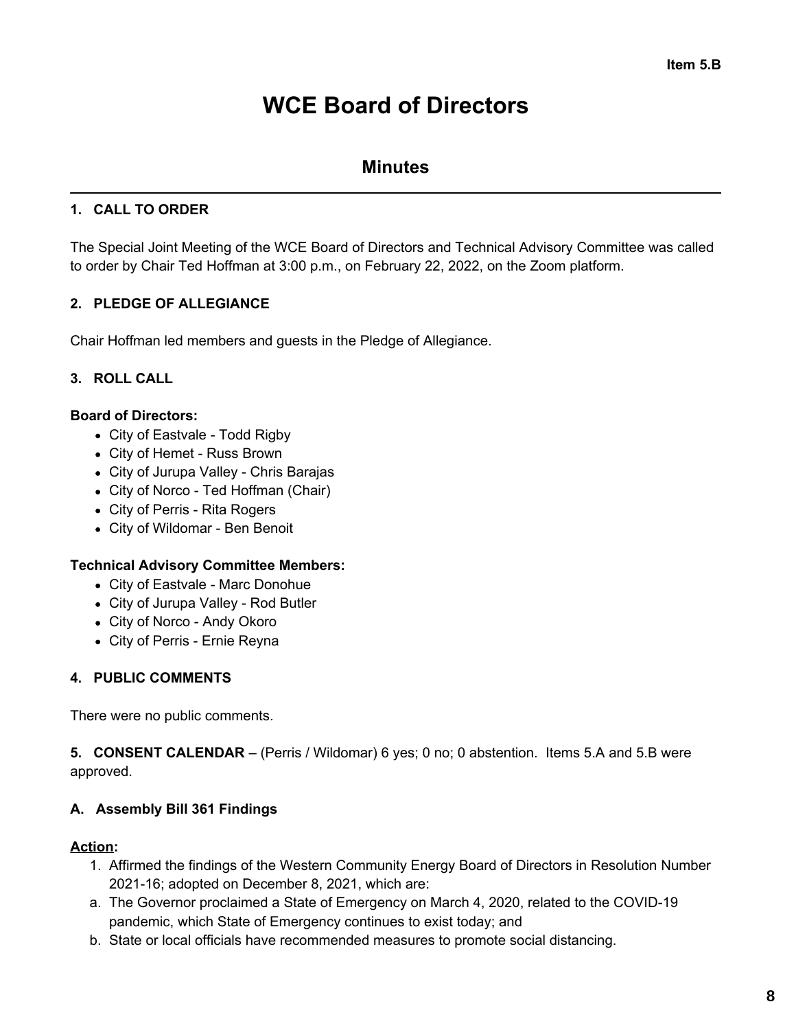Item 5.B

# WCE Board of Directors

## Minutes

### 1. CALL TO ORDER

The Special Joint Meeting of the WCE Board of Directors and Technical Advisory Committee was called to order by Chair Ted Hoffman at 3:00 p.m., on February 22, 2022, on the Zoom platform.

### 2. PLEDGE OF ALLEGIANCE

Chair Hoffman led members and guests in the Pledge of Allegiance.

### 3. ROLL CALL

**Board of Directors:**

- City of Eastvale - Todd Rigby
- City of Hemet - Russ Brown
- City of Jurupa Valley - Chris Barajas
- City of Norco - Ted Hoffman (Chair)
- City of Perris - Rita Rogers
- City of Wildomar - Ben Benoit

**Technical Advisory Committee Members:**

- City of Eastvale - Marc Donohue
- City of Jurupa Valley - Rod Butler
- City of Norco - Andy Okoro
- City of Perris - Ernie Reyna

### 4. PUBLIC COMMENTS

There were no public comments.

**5. CONSENT CALENDAR** – (Perris / Wildomar) 6 yes; 0 no; 0 abstention. Items 5.A and 5.B were approved.

### A. Assembly Bill 361 Findings

**Action:**

1. Affirmed the findings of the Western Community Energy Board of Directors in Resolution Number 2021-16; adopted on December 8, 2021, which are:
   a. The Governor proclaimed a State of Emergency on March 4, 2020, related to the COVID-19 pandemic, which State of Emergency continues to exist today; and
   b. State or local officials have recommended measures to promote social distancing.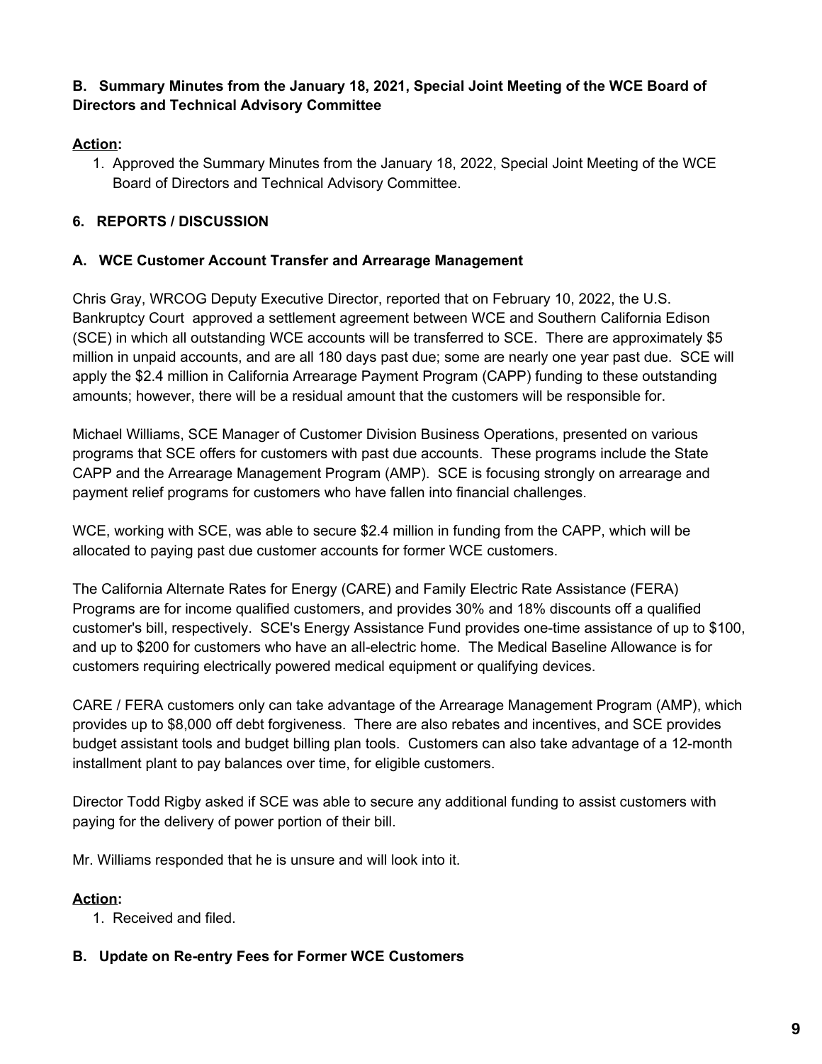**B. Summary Minutes from the January 18, 2021, Special Joint Meeting of the WCE Board of Directors and Technical Advisory Committee**

**Action:**

1. Approved the Summary Minutes from the January 18, 2022, Special Joint Meeting of the WCE Board of Directors and Technical Advisory Committee.

**6. REPORTS / DISCUSSION**

**A. WCE Customer Account Transfer and Arrearage Management**

Chris Gray, WRCOG Deputy Executive Director, reported that on February 10, 2022, the U.S. Bankruptcy Court approved a settlement agreement between WCE and Southern California Edison (SCE) in which all outstanding WCE accounts will be transferred to SCE. There are approximately $5 million in unpaid accounts, and are all 180 days past due; some are nearly one year past due. SCE will apply the $2.4 million in California Arrearage Payment Program (CAPP) funding to these outstanding amounts; however, there will be a residual amount that the customers will be responsible for.

Michael Williams, SCE Manager of Customer Division Business Operations, presented on various programs that SCE offers for customers with past due accounts. These programs include the State CAPP and the Arrearage Management Program (AMP). SCE is focusing strongly on arrearage and payment relief programs for customers who have fallen into financial challenges.

WCE, working with SCE, was able to secure $2.4 million in funding from the CAPP, which will be allocated to paying past due customer accounts for former WCE customers.

The California Alternate Rates for Energy (CARE) and Family Electric Rate Assistance (FERA) Programs are for income qualified customers, and provides 30% and 18% discounts off a qualified customer's bill, respectively. SCE's Energy Assistance Fund provides one-time assistance of up to $100, and up to $200 for customers who have an all-electric home. The Medical Baseline Allowance is for customers requiring electrically powered medical equipment or qualifying devices.

CARE / FERA customers only can take advantage of the Arrearage Management Program (AMP), which provides up to $8,000 off debt forgiveness. There are also rebates and incentives, and SCE provides budget assistant tools and budget billing plan tools. Customers can also take advantage of a 12-month installment plant to pay balances over time, for eligible customers.

Director Todd Rigby asked if SCE was able to secure any additional funding to assist customers with paying for the delivery of power portion of their bill.

Mr. Williams responded that he is unsure and will look into it.

**Action:**

1. Received and filed.

**B. Update on Re-entry Fees for Former WCE Customers**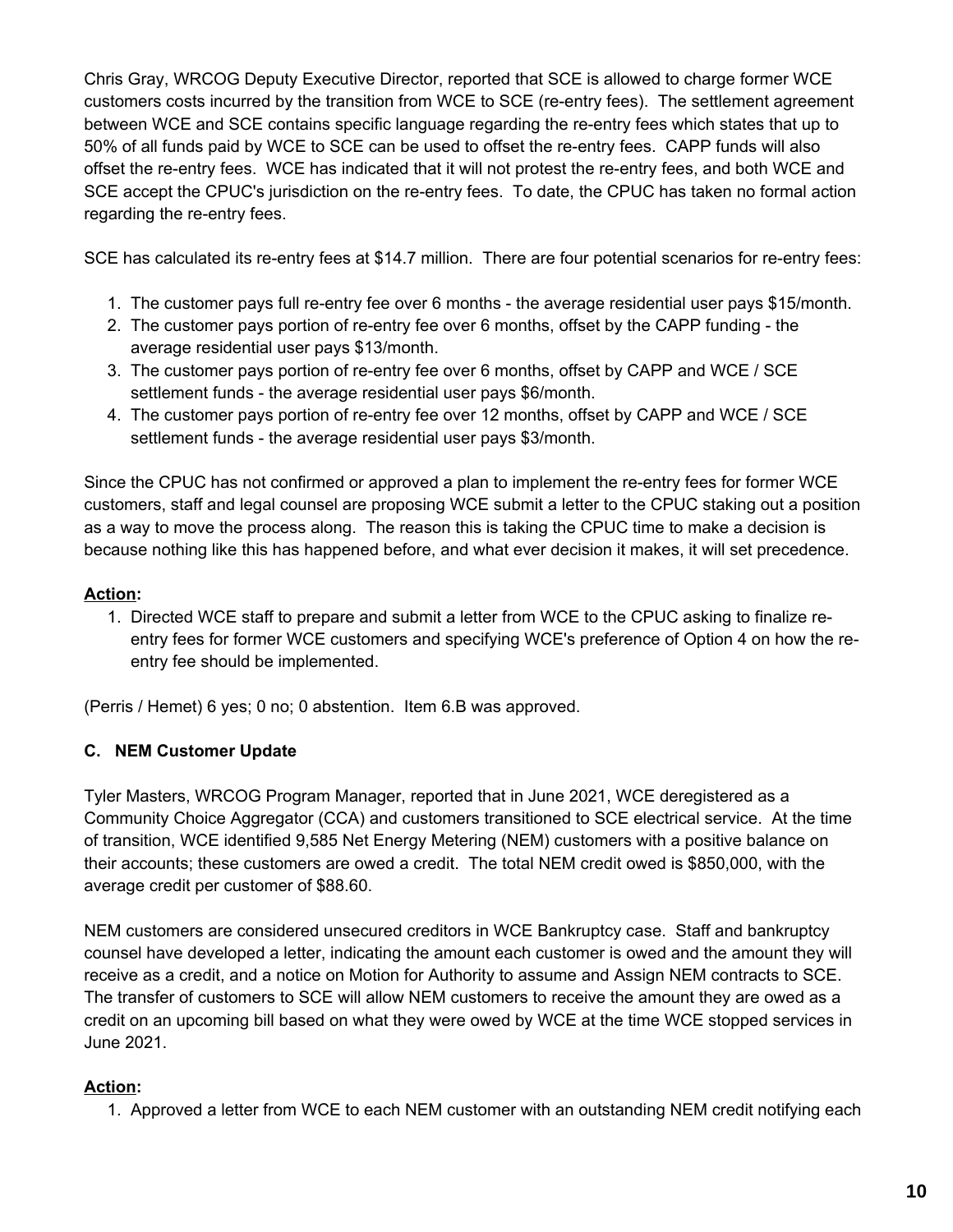Chris Gray, WRCOG Deputy Executive Director, reported that SCE is allowed to charge former WCE customers costs incurred by the transition from WCE to SCE (re-entry fees). The settlement agreement between WCE and SCE contains specific language regarding the re-entry fees which states that up to 50% of all funds paid by WCE to SCE can be used to offset the re-entry fees. CAPP funds will also offset the re-entry fees. WCE has indicated that it will not protest the re-entry fees, and both WCE and SCE accept the CPUC's jurisdiction on the re-entry fees. To date, the CPUC has taken no formal action regarding the re-entry fees.

SCE has calculated its re-entry fees at $14.7 million. There are four potential scenarios for re-entry fees:

1. The customer pays full re-entry fee over 6 months - the average residential user pays $15/month.
2. The customer pays portion of re-entry fee over 6 months, offset by the CAPP funding - the average residential user pays $13/month.
3. The customer pays portion of re-entry fee over 6 months, offset by CAPP and WCE / SCE settlement funds - the average residential user pays $6/month.
4. The customer pays portion of re-entry fee over 12 months, offset by CAPP and WCE / SCE settlement funds - the average residential user pays $3/month.

Since the CPUC has not confirmed or approved a plan to implement the re-entry fees for former WCE customers, staff and legal counsel are proposing WCE submit a letter to the CPUC staking out a position as a way to move the process along. The reason this is taking the CPUC time to make a decision is because nothing like this has happened before, and what ever decision it makes, it will set precedence.

**Action:**

1. Directed WCE staff to prepare and submit a letter from WCE to the CPUC asking to finalize re-entry fees for former WCE customers and specifying WCE's preference of Option 4 on how the re-entry fee should be implemented.

(Perris / Hemet) 6 yes; 0 no; 0 abstention. Item 6.B was approved.

**C. NEM Customer Update**

Tyler Masters, WRCOG Program Manager, reported that in June 2021, WCE deregistered as a Community Choice Aggregator (CCA) and customers transitioned to SCE electrical service. At the time of transition, WCE identified 9,585 Net Energy Metering (NEM) customers with a positive balance on their accounts; these customers are owed a credit. The total NEM credit owed is $850,000, with the average credit per customer of $88.60.

NEM customers are considered unsecured creditors in WCE Bankruptcy case. Staff and bankruptcy counsel have developed a letter, indicating the amount each customer is owed and the amount they will receive as a credit, and a notice on Motion for Authority to assume and Assign NEM contracts to SCE. The transfer of customers to SCE will allow NEM customers to receive the amount they are owed as a credit on an upcoming bill based on what they were owed by WCE at the time WCE stopped services in June 2021.

**Action:**

1. Approved a letter from WCE to each NEM customer with an outstanding NEM credit notifying each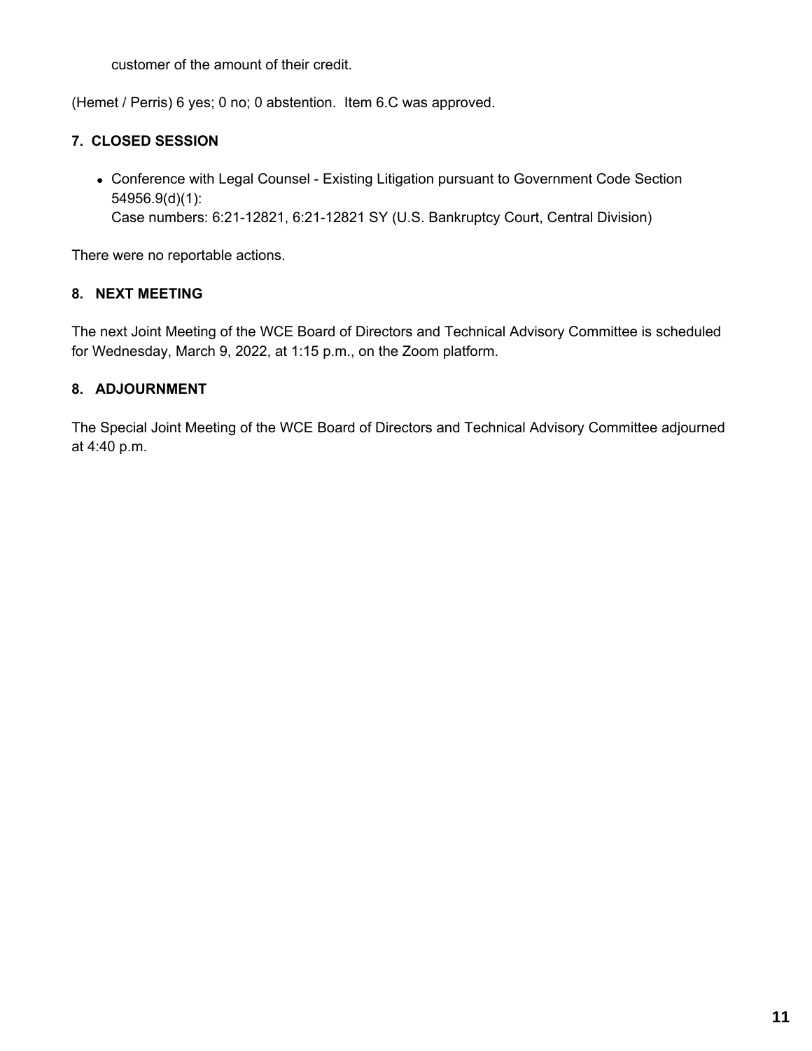customer of the amount of their credit.

(Hemet / Perris) 6 yes; 0 no; 0 abstention. Item 6.C was approved.

### 7. CLOSED SESSION

- Conference with Legal Counsel - Existing Litigation pursuant to Government Code Section 54956.9(d)(1):
  Case numbers: 6:21-12821, 6:21-12821 SY (U.S. Bankruptcy Court, Central Division)

There were no reportable actions.

### 8. NEXT MEETING

The next Joint Meeting of the WCE Board of Directors and Technical Advisory Committee is scheduled for Wednesday, March 9, 2022, at 1:15 p.m., on the Zoom platform.

### 8. ADJOURNMENT

The Special Joint Meeting of the WCE Board of Directors and Technical Advisory Committee adjourned at 4:40 p.m.